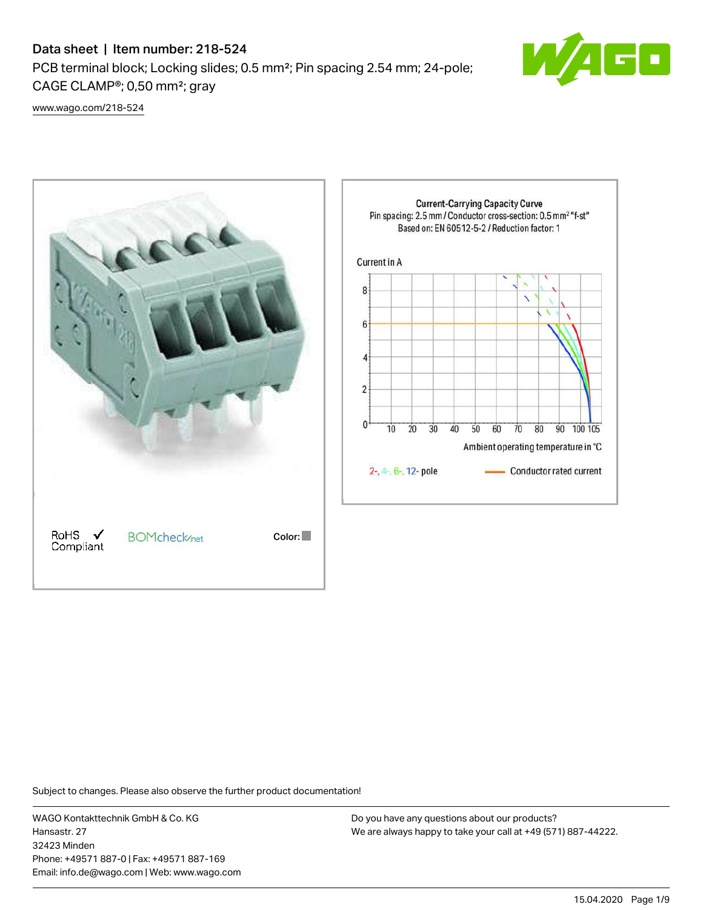# Data sheet | Item number: 218-524

PCB terminal block; Locking slides; 0.5 mm²; Pin spacing 2.54 mm; 24-pole; CAGE CLAMP®; 0,50 mm²; gray

www.wago.com/218-524

RoHS Compliant ✓

BOMcheck.net

Color:

**Current-Carrying Capacity Curve**

Pin spacing: 2.5 mm / Conductor cross-section: 0.5 mm² "f-st"

Based on: EN 60512-5-2 / Reduction factor: 1

Current in A

Ambient operating temperature in °C

2-, 4-, 6-, 12- pole

Conductor rated current

Subject to changes. Please also observe the further product documentation!

WAGO Kontakttechnik GmbH & Co. KG
Hansastr. 27
32423 Minden
Phone: +49571 887-0 | Fax: +49571 887-169
Email: info.de@wago.com | Web: www.wago.com

Do you have any questions about our products?
We are always happy to take your call at +49 (571) 887-44222.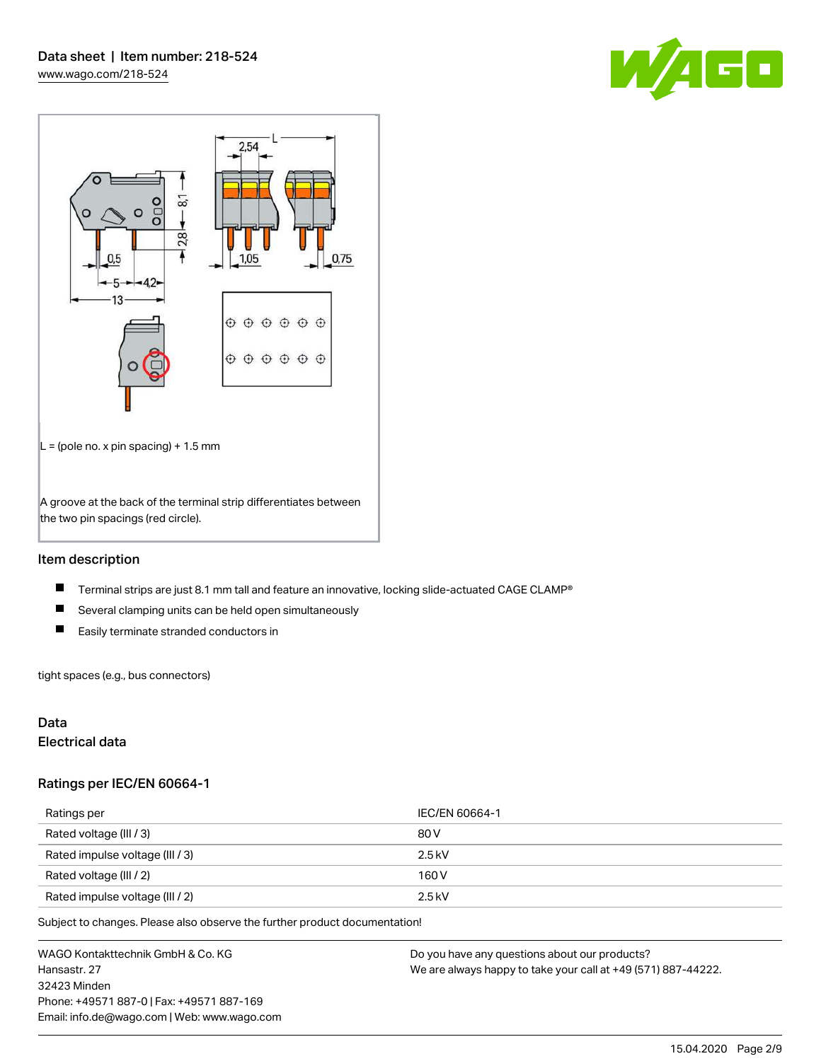Data sheet | Item number: 218-524
www.wago.com/218-524

L = (pole no. x pin spacing) + 1.5 mm

A groove at the back of the terminal strip differentiates between the two pin spacings (red circle).

## Item description

- Terminal strips are just 8.1 mm tall and feature an innovative, locking slide-actuated CAGE CLAMP®
- Several clamping units can be held open simultaneously
- Easily terminate stranded conductors in

tight spaces (e.g., bus connectors)

## Data

### Electrical data

### Ratings per IEC/EN 60664-1

| Ratings per | IEC/EN 60664-1 |
|---|---|
| Rated voltage (III / 3) | 80 V |
| Rated impulse voltage (III / 3) | 2.5 kV |
| Rated voltage (III / 2) | 160 V |
| Rated impulse voltage (III / 2) | 2.5 kV |

Subject to changes. Please also observe the further product documentation!

WAGO Kontakttechnik GmbH & Co. KG
Hansastr. 27
32423 Minden
Phone: +49571 887-0 | Fax: +49571 887-169
Email: info.de@wago.com | Web: www.wago.com

Do you have any questions about our products?
We are always happy to take your call at +49 (571) 887-44222.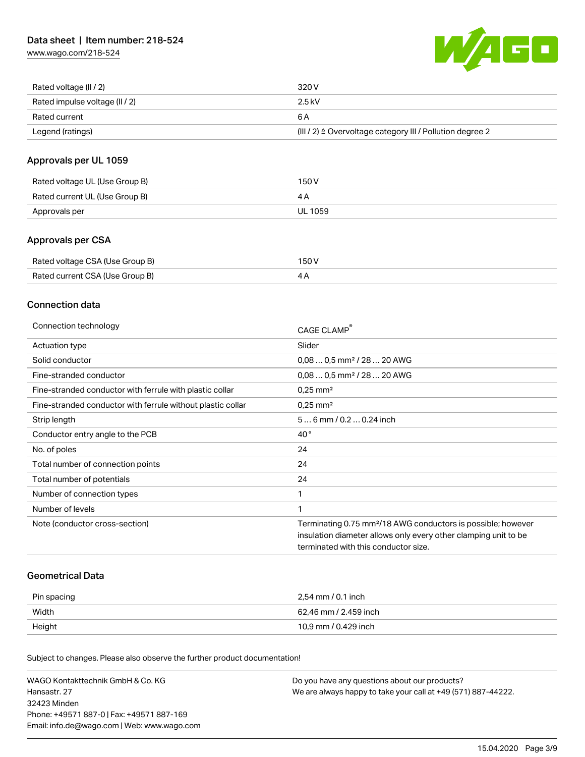| | |
|---|---|
| Rated voltage (II / 2) | 320 V |
| Rated impulse voltage (II / 2) | 2.5 kV |
| Rated current | 6 A |
| Legend (ratings) | (III / 2) ≙ Overvoltage category III / Pollution degree 2 |

## Approvals per UL 1059

| | |
|---|---|
| Rated voltage UL (Use Group B) | 150 V |
| Rated current UL (Use Group B) | 4 A |
| Approvals per | UL 1059 |

## Approvals per CSA

| | |
|---|---|
| Rated voltage CSA (Use Group B) | 150 V |
| Rated current CSA (Use Group B) | 4 A |

## Connection data

| | |
|---|---|
| Connection technology | CAGE CLAMP® |
| Actuation type | Slider |
| Solid conductor | 0,08 … 0,5 mm² / 28 … 20 AWG |
| Fine-stranded conductor | 0,08 … 0,5 mm² / 28 … 20 AWG |
| Fine-stranded conductor with ferrule with plastic collar | 0,25 mm² |
| Fine-stranded conductor with ferrule without plastic collar | 0,25 mm² |
| Strip length | 5 … 6 mm / 0.2 … 0.24 inch |
| Conductor entry angle to the PCB | 40 ° |
| No. of poles | 24 |
| Total number of connection points | 24 |
| Total number of potentials | 24 |
| Number of connection types | 1 |
| Number of levels | 1 |
| Note (conductor cross-section) | Terminating 0.75 mm²/18 AWG conductors is possible; however insulation diameter allows only every other clamping unit to be terminated with this conductor size. |

## Geometrical Data

| | |
|---|---|
| Pin spacing | 2,54 mm / 0.1 inch |
| Width | 62,46 mm / 2.459 inch |
| Height | 10,9 mm / 0.429 inch |

Subject to changes. Please also observe the further product documentation!

WAGO Kontakttechnik GmbH & Co. KG
Hansastr. 27
32423 Minden
Phone: +49571 887-0 | Fax: +49571 887-169
Email: info.de@wago.com | Web: www.wago.com

Do you have any questions about our products?
We are always happy to take your call at +49 (571) 887-44222.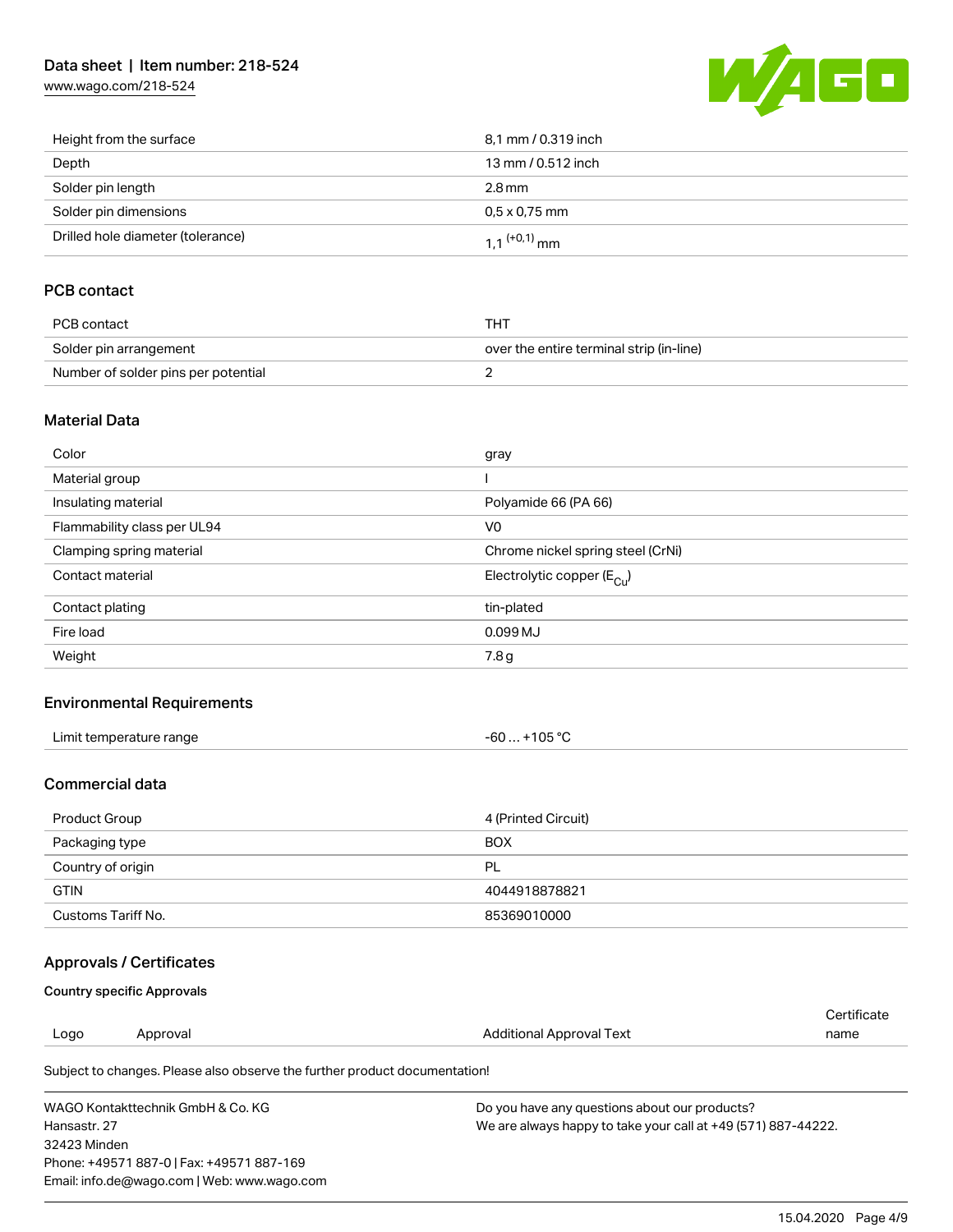| | |
|---|---|
| Height from the surface | 8,1 mm / 0.319 inch |
| Depth | 13 mm / 0.512 inch |
| Solder pin length | 2.8 mm |
| Solder pin dimensions | 0,5 x 0,75 mm |
| Drilled hole diameter (tolerance) | $1,1^{(+0,1)}$ mm |

## PCB contact

| | |
|---|---|
| PCB contact | THT |
| Solder pin arrangement | over the entire terminal strip (in-line) |
| Number of solder pins per potential | 2 |

## Material Data

| | |
|---|---|
| Color | gray |
| Material group | I |
| Insulating material | Polyamide 66 (PA 66) |
| Flammability class per UL94 | V0 |
| Clamping spring material | Chrome nickel spring steel (CrNi) |
| Contact material | Electrolytic copper ($E_{Cu}$) |
| Contact plating | tin-plated |
| Fire load | 0.099 MJ |
| Weight | 7.8 g |

## Environmental Requirements

| | |
|---|---|
| Limit temperature range | -60 … +105 °C |

## Commercial data

| | |
|---|---|
| Product Group | 4 (Printed Circuit) |
| Packaging type | BOX |
| Country of origin | PL |
| GTIN | 4044918878821 |
| Customs Tariff No. | 85369010000 |

## Approvals / Certificates

### Country specific Approvals

| Logo | Approval | Additional Approval Text | Certificate name |
|---|---|---|---|

Subject to changes. Please also observe the further product documentation!

WAGO Kontakttechnik GmbH & Co. KG
Hansastr. 27
32423 Minden
Phone: +49571 887-0 | Fax: +49571 887-169
Email: info.de@wago.com | Web: www.wago.com

Do you have any questions about our products?
We are always happy to take your call at +49 (571) 887-44222.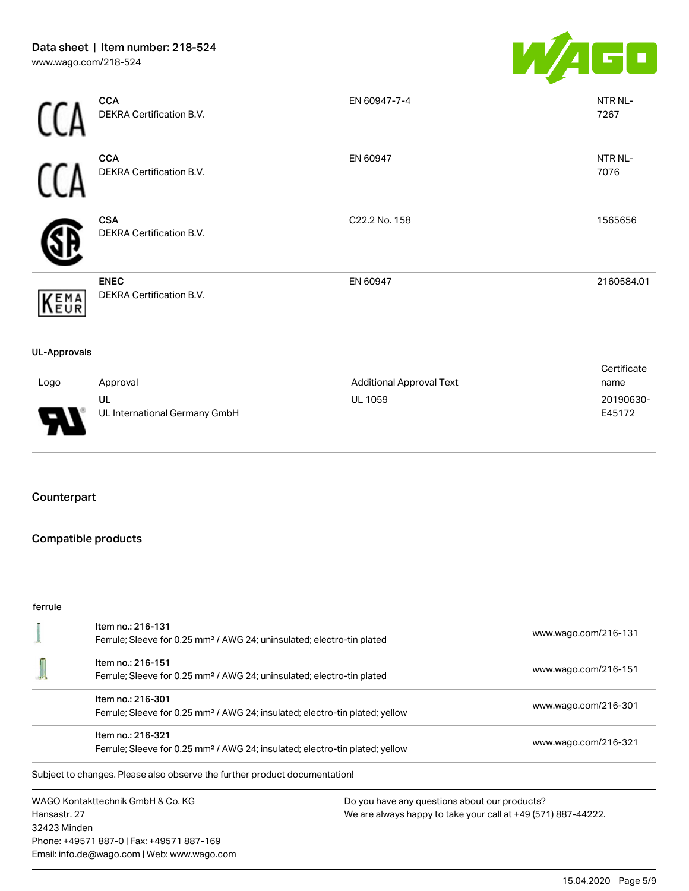| | | | |
|---|---|---|---|
| CCA | **CCA**<br>DEKRA Certification B.V. | EN 60947-7-4 | NTR NL-7267 |
| CCA | **CCA**<br>DEKRA Certification B.V. | EN 60947 | NTR NL-7076 |
| | **CSA**<br>DEKRA Certification B.V. | C22.2 No. 158 | 1565656 |
| KEMA EUR | **ENEC**<br>DEKRA Certification B.V. | EN 60947 | 2160584.01 |

**UL-Approvals**

| Logo | Approval | Additional Approval Text | Certificate name |
|---|---|---|---|
| | **UL**<br>UL International Germany GmbH | UL 1059 | 20190630-E45172 |

## Counterpart

## Compatible products

**ferrule**

| | | |
|---|---|---|
| | Item no.: 216-131<br>Ferrule; Sleeve for 0.25 mm² / AWG 24; uninsulated; electro-tin plated | www.wago.com/216-131 |
| | Item no.: 216-151<br>Ferrule; Sleeve for 0.25 mm² / AWG 24; uninsulated; electro-tin plated | www.wago.com/216-151 |
| | Item no.: 216-301<br>Ferrule; Sleeve for 0.25 mm² / AWG 24; insulated; electro-tin plated; yellow | www.wago.com/216-301 |
| | Item no.: 216-321<br>Ferrule; Sleeve for 0.25 mm² / AWG 24; insulated; electro-tin plated; yellow | www.wago.com/216-321 |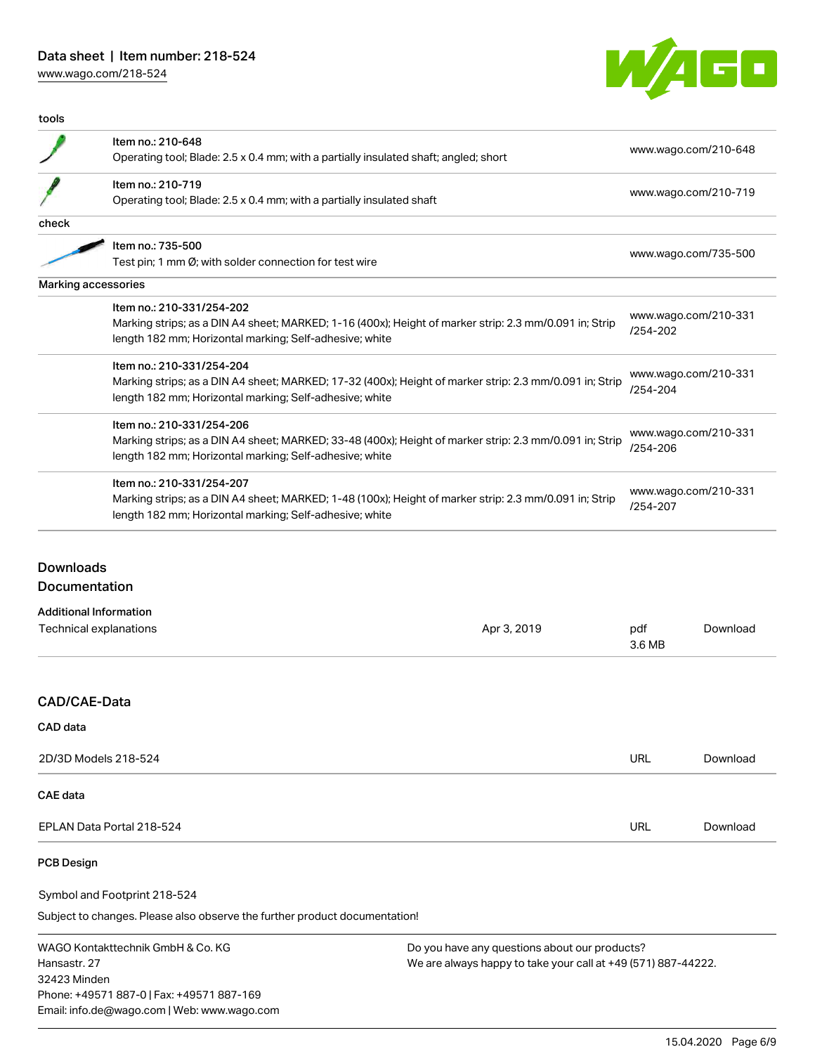tools

| | | |
|---|---|---|
| | Item no.: 210-648<br>Operating tool; Blade: 2.5 x 0.4 mm; with a partially insulated shaft; angled; short | www.wago.com/210-648 |
| | Item no.: 210-719<br>Operating tool; Blade: 2.5 x 0.4 mm; with a partially insulated shaft | www.wago.com/210-719 |

check

| | | |
|---|---|---|
| | Item no.: 735-500<br>Test pin; 1 mm Ø; with solder connection for test wire | www.wago.com/735-500 |

Marking accessories

| | | |
|---|---|---|
| | Item no.: 210-331/254-202<br>Marking strips; as a DIN A4 sheet; MARKED; 1-16 (400x); Height of marker strip: 2.3 mm/0.091 in; Strip length 182 mm; Horizontal marking; Self-adhesive; white | www.wago.com/210-331/254-202 |
| | Item no.: 210-331/254-204<br>Marking strips; as a DIN A4 sheet; MARKED; 17-32 (400x); Height of marker strip: 2.3 mm/0.091 in; Strip length 182 mm; Horizontal marking; Self-adhesive; white | www.wago.com/210-331/254-204 |
| | Item no.: 210-331/254-206<br>Marking strips; as a DIN A4 sheet; MARKED; 33-48 (400x); Height of marker strip: 2.3 mm/0.091 in; Strip length 182 mm; Horizontal marking; Self-adhesive; white | www.wago.com/210-331/254-206 |
| | Item no.: 210-331/254-207<br>Marking strips; as a DIN A4 sheet; MARKED; 1-48 (100x); Height of marker strip: 2.3 mm/0.091 in; Strip length 182 mm; Horizontal marking; Self-adhesive; white | www.wago.com/210-331/254-207 |

## Downloads

## Documentation

### Additional Information

| | | | |
|---|---|---|---|
| Technical explanations | Apr 3, 2019 | pdf<br>3.6 MB | Download |

## CAD/CAE-Data

### CAD data

| | | |
|---|---|---|
| 2D/3D Models 218-524 | URL | Download |

### CAE data

| | | |
|---|---|---|
| EPLAN Data Portal 218-524 | URL | Download |

### PCB Design

Symbol and Footprint 218-524

Subject to changes. Please also observe the further product documentation!

WAGO Kontakttechnik GmbH & Co. KG
Hansastr. 27
32423 Minden
Phone: +49571 887-0 | Fax: +49571 887-169
Email: info.de@wago.com | Web: www.wago.com

Do you have any questions about our products?
We are always happy to take your call at +49 (571) 887-44222.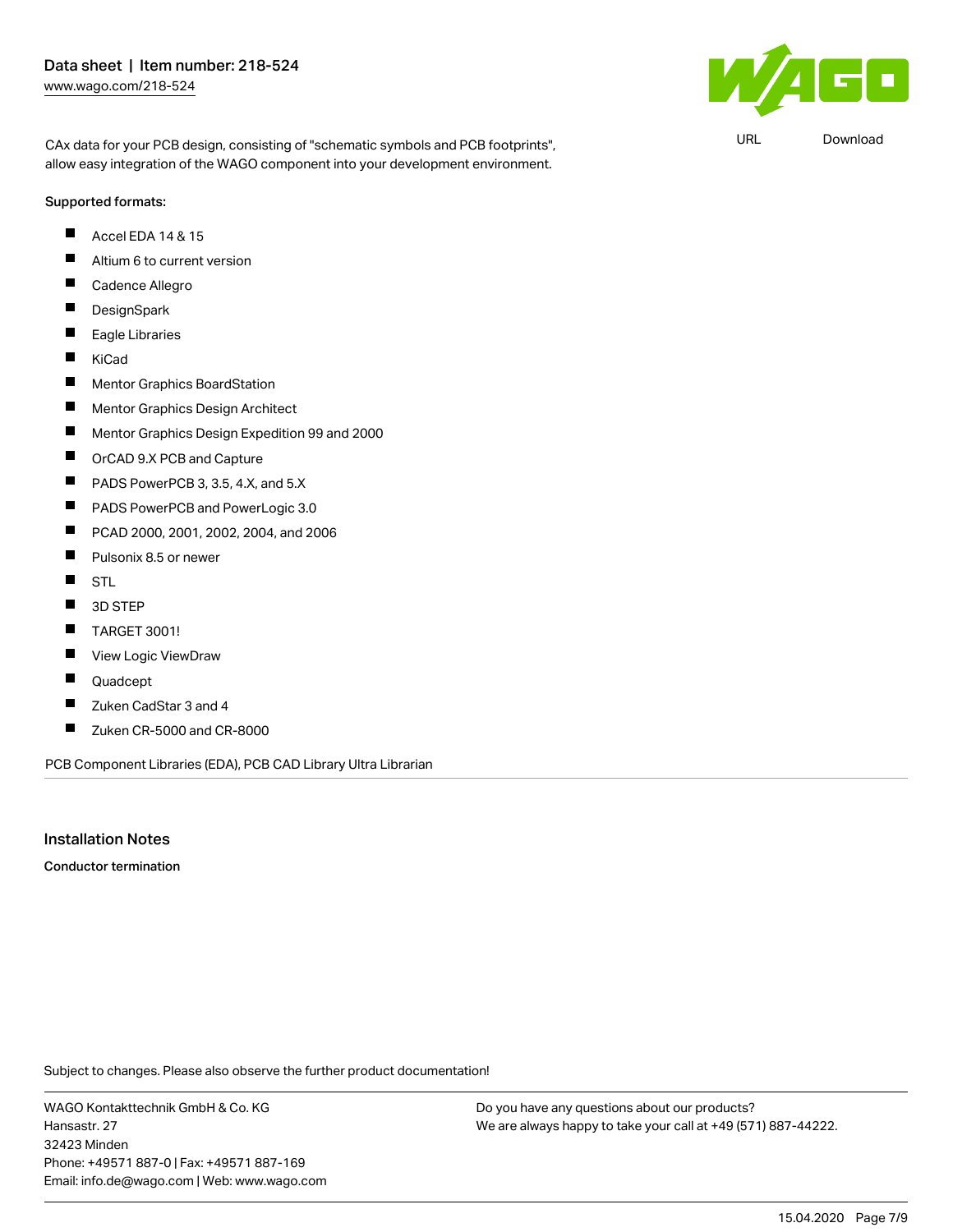CAx data for your PCB design, consisting of "schematic symbols and PCB footprints", allow easy integration of the WAGO component into your development environment.

URL Download

Supported formats:

- Accel EDA 14 & 15
- Altium 6 to current version
- Cadence Allegro
- DesignSpark
- Eagle Libraries
- KiCad
- Mentor Graphics BoardStation
- Mentor Graphics Design Architect
- Mentor Graphics Design Expedition 99 and 2000
- OrCAD 9.X PCB and Capture
- PADS PowerPCB 3, 3.5, 4.X, and 5.X
- PADS PowerPCB and PowerLogic 3.0
- PCAD 2000, 2001, 2002, 2004, and 2006
- Pulsonix 8.5 or newer
- STL
- 3D STEP
- TARGET 3001!
- View Logic ViewDraw
- Quadcept
- Zuken CadStar 3 and 4
- Zuken CR-5000 and CR-8000

PCB Component Libraries (EDA), PCB CAD Library Ultra Librarian

## Installation Notes

**Conductor termination**

Subject to changes. Please also observe the further product documentation!

WAGO Kontakttechnik GmbH & Co. KG
Hansastr. 27
32423 Minden
Phone: +49571 887-0 | Fax: +49571 887-169
Email: info.de@wago.com | Web: www.wago.com

Do you have any questions about our products?
We are always happy to take your call at +49 (571) 887-44222.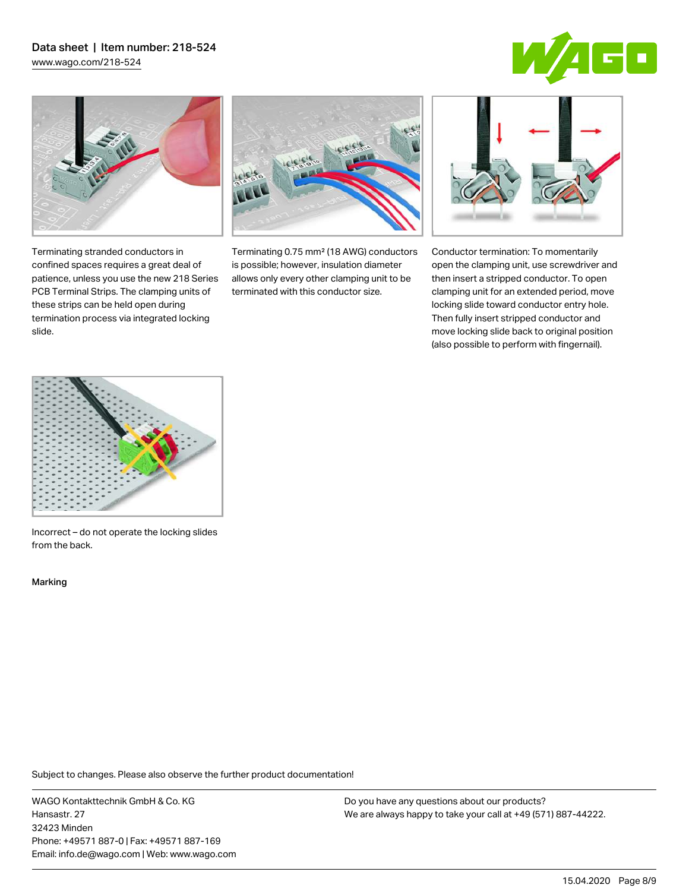Terminating stranded conductors in confined spaces requires a great deal of patience, unless you use the new 218 Series PCB Terminal Strips. The clamping units of these strips can be held open during termination process via integrated locking slide.

Terminating 0.75 mm² (18 AWG) conductors is possible; however, insulation diameter allows only every other clamping unit to be terminated with this conductor size.

Conductor termination: To momentarily open the clamping unit, use screwdriver and then insert a stripped conductor. To open clamping unit for an extended period, move locking slide toward conductor entry hole. Then fully insert stripped conductor and move locking slide back to original position (also possible to perform with fingernail).

Incorrect – do not operate the locking slides from the back.

Marking

Subject to changes. Please also observe the further product documentation!

WAGO Kontakttechnik GmbH & Co. KG
Hansastr. 27
32423 Minden
Phone: +49571 887-0 | Fax: +49571 887-169
Email: info.de@wago.com | Web: www.wago.com

Do you have any questions about our products?
We are always happy to take your call at +49 (571) 887-44222.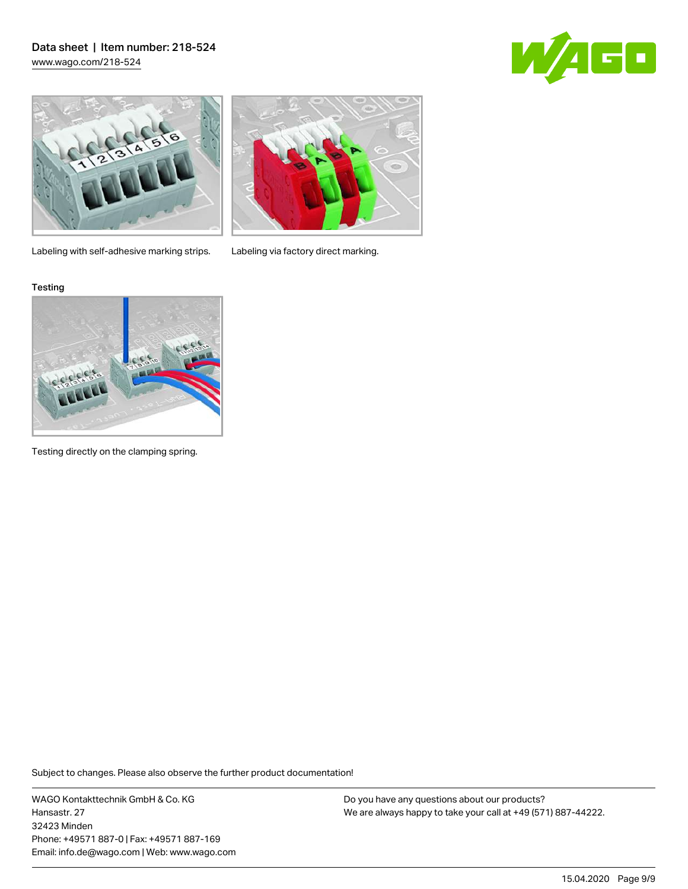Labeling with self-adhesive marking strips.

Labeling via factory direct marking.

## Testing

Testing directly on the clamping spring.

Subject to changes. Please also observe the further product documentation!

WAGO Kontakttechnik GmbH & Co. KG
Hansastr. 27
32423 Minden
Phone: +49571 887-0 | Fax: +49571 887-169
Email: info.de@wago.com | Web: www.wago.com

Do you have any questions about our products?
We are always happy to take your call at +49 (571) 887-44222.